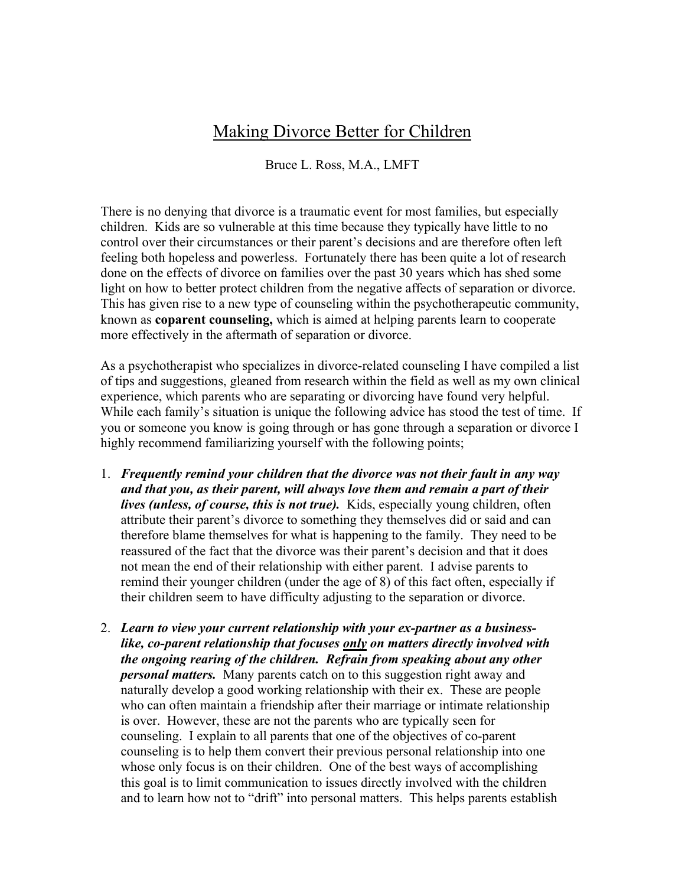# Making Divorce Better for Children

Bruce L. Ross, M.A., LMFT

There is no denying that divorce is a traumatic event for most families, but especially children. Kids are so vulnerable at this time because they typically have little to no control over their circumstances or their parent's decisions and are therefore often left feeling both hopeless and powerless. Fortunately there has been quite a lot of research done on the effects of divorce on families over the past 30 years which has shed some light on how to better protect children from the negative affects of separation or divorce. This has given rise to a new type of counseling within the psychotherapeutic community, known as **coparent counseling,** which is aimed at helping parents learn to cooperate more effectively in the aftermath of separation or divorce.

As a psychotherapist who specializes in divorce-related counseling I have compiled a list of tips and suggestions, gleaned from research within the field as well as my own clinical experience, which parents who are separating or divorcing have found very helpful. While each family's situation is unique the following advice has stood the test of time. If you or someone you know is going through or has gone through a separation or divorce I highly recommend familiarizing yourself with the following points;

1. ***Frequently remind your children that the divorce was not their fault in any way and that you, as their parent, will always love them and remain a part of their lives (unless, of course, this is not true).*** Kids, especially young children, often attribute their parent's divorce to something they themselves did or said and can therefore blame themselves for what is happening to the family. They need to be reassured of the fact that the divorce was their parent's decision and that it does not mean the end of their relationship with either parent. I advise parents to remind their younger children (under the age of 8) of this fact often, especially if their children seem to have difficulty adjusting to the separation or divorce.

2. ***Learn to view your current relationship with your ex-partner as a business-like, co-parent relationship that focuses <u>only</u> on matters directly involved with the ongoing rearing of the children. Refrain from speaking about any other personal matters.*** Many parents catch on to this suggestion right away and naturally develop a good working relationship with their ex. These are people who can often maintain a friendship after their marriage or intimate relationship is over. However, these are not the parents who are typically seen for counseling. I explain to all parents that one of the objectives of co-parent counseling is to help them convert their previous personal relationship into one whose only focus is on their children. One of the best ways of accomplishing this goal is to limit communication to issues directly involved with the children and to learn how not to "drift" into personal matters. This helps parents establish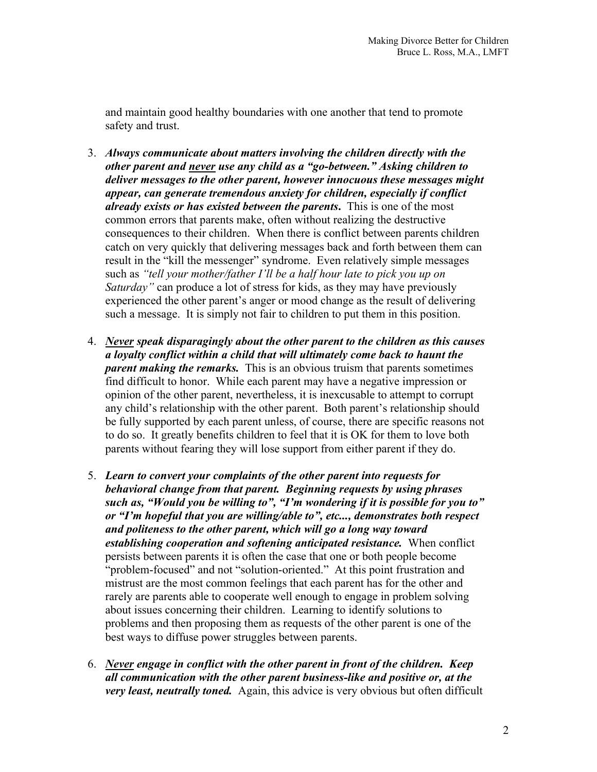and maintain good healthy boundaries with one another that tend to promote safety and trust.

3. ***Always communicate about matters involving the children directly with the other parent and <u>never</u> use any child as a "go-between." Asking children to deliver messages to the other parent, however innocuous these messages might appear, can generate tremendous anxiety for children, especially if conflict already exists or has existed between the parents.*** This is one of the most common errors that parents make, often without realizing the destructive consequences to their children. When there is conflict between parents children catch on very quickly that delivering messages back and forth between them can result in the "kill the messenger" syndrome. Even relatively simple messages such as *"tell your mother/father I'll be a half hour late to pick you up on Saturday"* can produce a lot of stress for kids, as they may have previously experienced the other parent's anger or mood change as the result of delivering such a message. It is simply not fair to children to put them in this position.

4. ***<u>Never</u> speak disparagingly about the other parent to the children as this causes a loyalty conflict within a child that will ultimately come back to haunt the parent making the remarks.*** This is an obvious truism that parents sometimes find difficult to honor. While each parent may have a negative impression or opinion of the other parent, nevertheless, it is inexcusable to attempt to corrupt any child's relationship with the other parent. Both parent's relationship should be fully supported by each parent unless, of course, there are specific reasons not to do so. It greatly benefits children to feel that it is OK for them to love both parents without fearing they will lose support from either parent if they do.

5. ***Learn to convert your complaints of the other parent into requests for behavioral change from that parent. Beginning requests by using phrases such as, "Would you be willing to", "I'm wondering if it is possible for you to" or "I'm hopeful that you are willing/able to", etc..., demonstrates both respect and politeness to the other parent, which will go a long way toward establishing cooperation and softening anticipated resistance.*** When conflict persists between parents it is often the case that one or both people become "problem-focused" and not "solution-oriented." At this point frustration and mistrust are the most common feelings that each parent has for the other and rarely are parents able to cooperate well enough to engage in problem solving about issues concerning their children. Learning to identify solutions to problems and then proposing them as requests of the other parent is one of the best ways to diffuse power struggles between parents.

6. ***<u>Never</u> engage in conflict with the other parent in front of the children. Keep all communication with the other parent business-like and positive or, at the very least, neutrally toned.*** Again, this advice is very obvious but often difficult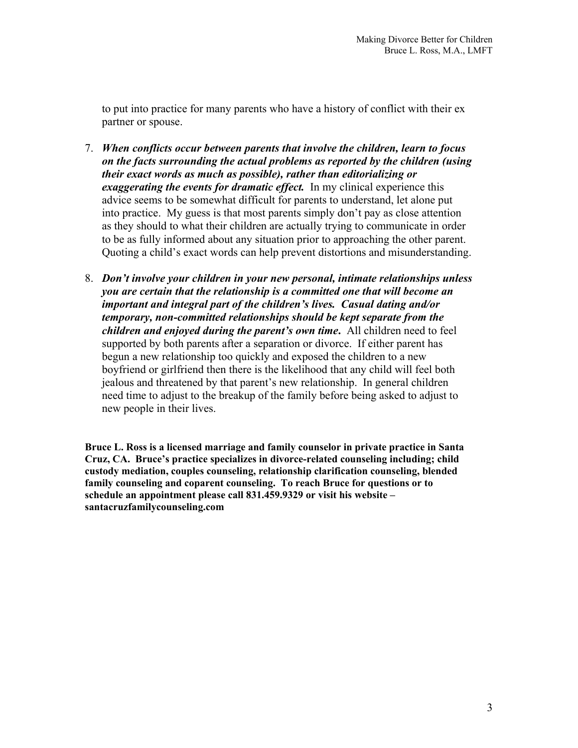to put into practice for many parents who have a history of conflict with their ex partner or spouse.

7. ***When conflicts occur between parents that involve the children, learn to focus on the facts surrounding the actual problems as reported by the children (using their exact words as much as possible), rather than editorializing or exaggerating the events for dramatic effect.*** In my clinical experience this advice seems to be somewhat difficult for parents to understand, let alone put into practice. My guess is that most parents simply don't pay as close attention as they should to what their children are actually trying to communicate in order to be as fully informed about any situation prior to approaching the other parent. Quoting a child's exact words can help prevent distortions and misunderstanding.

8. ***Don't involve your children in your new personal, intimate relationships unless you are certain that the relationship is a committed one that will become an important and integral part of the children's lives. Casual dating and/or temporary, non-committed relationships should be kept separate from the children and enjoyed during the parent's own time.*** All children need to feel supported by both parents after a separation or divorce. If either parent has begun a new relationship too quickly and exposed the children to a new boyfriend or girlfriend then there is the likelihood that any child will feel both jealous and threatened by that parent's new relationship. In general children need time to adjust to the breakup of the family before being asked to adjust to new people in their lives.

**Bruce L. Ross is a licensed marriage and family counselor in private practice in Santa Cruz, CA. Bruce's practice specializes in divorce-related counseling including; child custody mediation, couples counseling, relationship clarification counseling, blended family counseling and coparent counseling. To reach Bruce for questions or to schedule an appointment please call 831.459.9329 or visit his website – santacruzfamilycounseling.com**